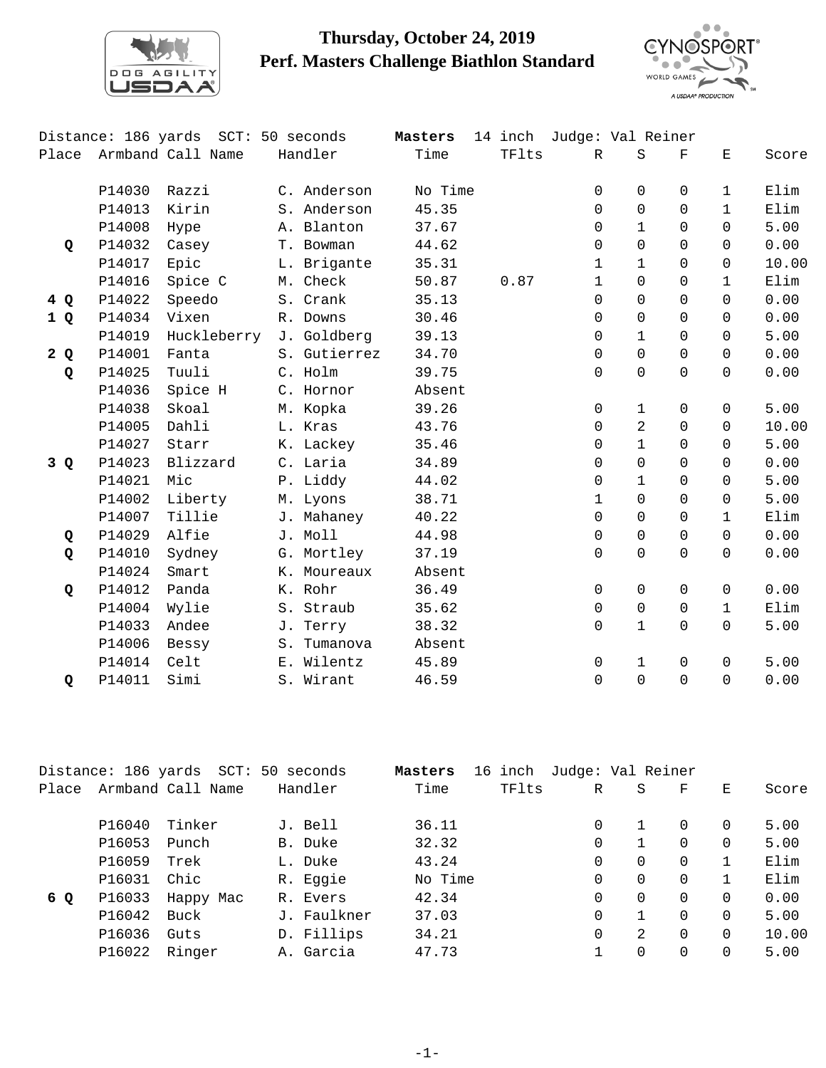# Thursday, October 24, 2019
## Perf. Masters Challenge Biathlon Standard

Distance: 186 yards SCT: 50 seconds **Masters** 14 inch Judge: Val Reiner

| Place | Armband | Call Name | Handler | Time | TFlts | R | S | F | E | Score |
|---|---|---|---|---|---|---|---|---|---|---|
| | P14030 | Razzi | C. Anderson | No Time | | 0 | 0 | 0 | 1 | Elim |
| | P14013 | Kirin | S. Anderson | 45.35 | | 0 | 0 | 0 | 1 | Elim |
| | P14008 | Hype | A. Blanton | 37.67 | | 0 | 1 | 0 | 0 | 5.00 |
| **Q** | P14032 | Casey | T. Bowman | 44.62 | | 0 | 0 | 0 | 0 | 0.00 |
| | P14017 | Epic | L. Brigante | 35.31 | | 1 | 1 | 0 | 0 | 10.00 |
| | P14016 | Spice C | M. Check | 50.87 | 0.87 | 1 | 0 | 0 | 1 | Elim |
| **4 Q** | P14022 | Speedo | S. Crank | 35.13 | | 0 | 0 | 0 | 0 | 0.00 |
| **1 Q** | P14034 | Vixen | R. Downs | 30.46 | | 0 | 0 | 0 | 0 | 0.00 |
| | P14019 | Huckleberry | J. Goldberg | 39.13 | | 0 | 1 | 0 | 0 | 5.00 |
| **2 Q** | P14001 | Fanta | S. Gutierrez | 34.70 | | 0 | 0 | 0 | 0 | 0.00 |
| **Q** | P14025 | Tuuli | C. Holm | 39.75 | | 0 | 0 | 0 | 0 | 0.00 |
| | P14036 | Spice H | C. Hornor | Absent | | | | | | |
| | P14038 | Skoal | M. Kopka | 39.26 | | 0 | 1 | 0 | 0 | 5.00 |
| | P14005 | Dahli | L. Kras | 43.76 | | 0 | 2 | 0 | 0 | 10.00 |
| | P14027 | Starr | K. Lackey | 35.46 | | 0 | 1 | 0 | 0 | 5.00 |
| **3 Q** | P14023 | Blizzard | C. Laria | 34.89 | | 0 | 0 | 0 | 0 | 0.00 |
| | P14021 | Mic | P. Liddy | 44.02 | | 0 | 1 | 0 | 0 | 5.00 |
| | P14002 | Liberty | M. Lyons | 38.71 | | 1 | 0 | 0 | 0 | 5.00 |
| | P14007 | Tillie | J. Mahaney | 40.22 | | 0 | 0 | 0 | 1 | Elim |
| **Q** | P14029 | Alfie | J. Moll | 44.98 | | 0 | 0 | 0 | 0 | 0.00 |
| **Q** | P14010 | Sydney | G. Mortley | 37.19 | | 0 | 0 | 0 | 0 | 0.00 |
| | P14024 | Smart | K. Moureaux | Absent | | | | | | |
| **Q** | P14012 | Panda | K. Rohr | 36.49 | | 0 | 0 | 0 | 0 | 0.00 |
| | P14004 | Wylie | S. Straub | 35.62 | | 0 | 0 | 0 | 1 | Elim |
| | P14033 | Andee | J. Terry | 38.32 | | 0 | 1 | 0 | 0 | 5.00 |
| | P14006 | Bessy | S. Tumanova | Absent | | | | | | |
| | P14014 | Celt | E. Wilentz | 45.89 | | 0 | 1 | 0 | 0 | 5.00 |
| **Q** | P14011 | Simi | S. Wirant | 46.59 | | 0 | 0 | 0 | 0 | 0.00 |

Distance: 186 yards SCT: 50 seconds **Masters** 16 inch Judge: Val Reiner

| Place | Armband | Call Name | Handler | Time | TFlts | R | S | F | E | Score |
|---|---|---|---|---|---|---|---|---|---|---|
| | P16040 | Tinker | J. Bell | 36.11 | | 0 | 1 | 0 | 0 | 5.00 |
| | P16053 | Punch | B. Duke | 32.32 | | 0 | 1 | 0 | 0 | 5.00 |
| | P16059 | Trek | L. Duke | 43.24 | | 0 | 0 | 0 | 1 | Elim |
| | P16031 | Chic | R. Eggie | No Time | | 0 | 0 | 0 | 1 | Elim |
| **6 Q** | P16033 | Happy Mac | R. Evers | 42.34 | | 0 | 0 | 0 | 0 | 0.00 |
| | P16042 | Buck | J. Faulkner | 37.03 | | 0 | 1 | 0 | 0 | 5.00 |
| | P16036 | Guts | D. Fillips | 34.21 | | 0 | 2 | 0 | 0 | 10.00 |
| | P16022 | Ringer | A. Garcia | 47.73 | | 1 | 0 | 0 | 0 | 5.00 |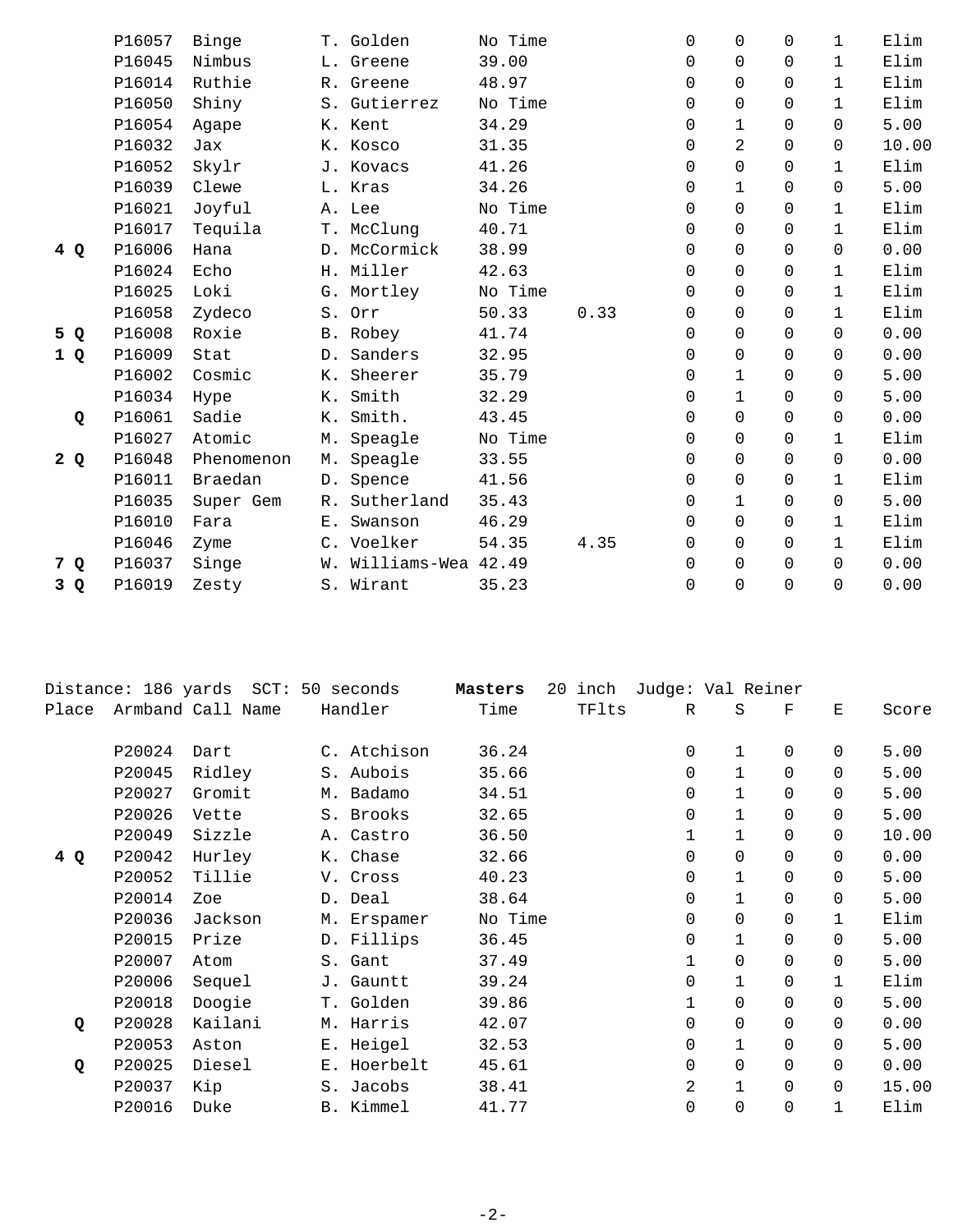| Place | Armband | Call Name | Handler | Time | TFlts | R | S | F | E | Score |
|---|---|---|---|---|---|---|---|---|---|---|
| | P16057 | Binge | T. Golden | No Time | | 0 | 0 | 0 | 1 | Elim |
| | P16045 | Nimbus | L. Greene | 39.00 | | 0 | 0 | 0 | 1 | Elim |
| | P16014 | Ruthie | R. Greene | 48.97 | | 0 | 0 | 0 | 1 | Elim |
| | P16050 | Shiny | S. Gutierrez | No Time | | 0 | 0 | 0 | 1 | Elim |
| | P16054 | Agape | K. Kent | 34.29 | | 0 | 1 | 0 | 0 | 5.00 |
| | P16032 | Jax | K. Kosco | 31.35 | | 0 | 2 | 0 | 0 | 10.00 |
| | P16052 | Skylr | J. Kovacs | 41.26 | | 0 | 0 | 0 | 1 | Elim |
| | P16039 | Clewe | L. Kras | 34.26 | | 0 | 1 | 0 | 0 | 5.00 |
| | P16021 | Joyful | A. Lee | No Time | | 0 | 0 | 0 | 1 | Elim |
| | P16017 | Tequila | T. McClung | 40.71 | | 0 | 0 | 0 | 1 | Elim |
| **4 Q** | P16006 | Hana | D. McCormick | 38.99 | | 0 | 0 | 0 | 0 | 0.00 |
| | P16024 | Echo | H. Miller | 42.63 | | 0 | 0 | 0 | 1 | Elim |
| | P16025 | Loki | G. Mortley | No Time | | 0 | 0 | 0 | 1 | Elim |
| | P16058 | Zydeco | S. Orr | 50.33 | 0.33 | 0 | 0 | 0 | 1 | Elim |
| **5 Q** | P16008 | Roxie | B. Robey | 41.74 | | 0 | 0 | 0 | 0 | 0.00 |
| **1 Q** | P16009 | Stat | D. Sanders | 32.95 | | 0 | 0 | 0 | 0 | 0.00 |
| | P16002 | Cosmic | K. Sheerer | 35.79 | | 0 | 1 | 0 | 0 | 5.00 |
| | P16034 | Hype | K. Smith | 32.29 | | 0 | 1 | 0 | 0 | 5.00 |
| **Q** | P16061 | Sadie | K. Smith. | 43.45 | | 0 | 0 | 0 | 0 | 0.00 |
| | P16027 | Atomic | M. Speagle | No Time | | 0 | 0 | 0 | 1 | Elim |
| **2 Q** | P16048 | Phenomenon | M. Speagle | 33.55 | | 0 | 0 | 0 | 0 | 0.00 |
| | P16011 | Braedan | D. Spence | 41.56 | | 0 | 0 | 0 | 1 | Elim |
| | P16035 | Super Gem | R. Sutherland | 35.43 | | 0 | 1 | 0 | 0 | 5.00 |
| | P16010 | Fara | E. Swanson | 46.29 | | 0 | 0 | 0 | 1 | Elim |
| | P16046 | Zyme | C. Voelker | 54.35 | 4.35 | 0 | 0 | 0 | 1 | Elim |
| **7 Q** | P16037 | Singe | W. Williams-Wea | 42.49 | | 0 | 0 | 0 | 0 | 0.00 |
| **3 Q** | P16019 | Zesty | S. Wirant | 35.23 | | 0 | 0 | 0 | 0 | 0.00 |

Distance: 186 yards  SCT: 50 seconds  **Masters**  20 inch  Judge: Val Reiner

| Place | Armband | Call Name | Handler | Time | TFlts | R | S | F | E | Score |
|---|---|---|---|---|---|---|---|---|---|---|
| | P20024 | Dart | C. Atchison | 36.24 | | 0 | 1 | 0 | 0 | 5.00 |
| | P20045 | Ridley | S. Aubois | 35.66 | | 0 | 1 | 0 | 0 | 5.00 |
| | P20027 | Gromit | M. Badamo | 34.51 | | 0 | 1 | 0 | 0 | 5.00 |
| | P20026 | Vette | S. Brooks | 32.65 | | 0 | 1 | 0 | 0 | 5.00 |
| | P20049 | Sizzle | A. Castro | 36.50 | | 1 | 1 | 0 | 0 | 10.00 |
| **4 Q** | P20042 | Hurley | K. Chase | 32.66 | | 0 | 0 | 0 | 0 | 0.00 |
| | P20052 | Tillie | V. Cross | 40.23 | | 0 | 1 | 0 | 0 | 5.00 |
| | P20014 | Zoe | D. Deal | 38.64 | | 0 | 1 | 0 | 0 | 5.00 |
| | P20036 | Jackson | M. Erspamer | No Time | | 0 | 0 | 0 | 1 | Elim |
| | P20015 | Prize | D. Fillips | 36.45 | | 0 | 1 | 0 | 0 | 5.00 |
| | P20007 | Atom | S. Gant | 37.49 | | 1 | 0 | 0 | 0 | 5.00 |
| | P20006 | Sequel | J. Gauntt | 39.24 | | 0 | 1 | 0 | 1 | Elim |
| | P20018 | Doogie | T. Golden | 39.86 | | 1 | 0 | 0 | 0 | 5.00 |
| **Q** | P20028 | Kailani | M. Harris | 42.07 | | 0 | 0 | 0 | 0 | 0.00 |
| | P20053 | Aston | E. Heigel | 32.53 | | 0 | 1 | 0 | 0 | 5.00 |
| **Q** | P20025 | Diesel | E. Hoerbelt | 45.61 | | 0 | 0 | 0 | 0 | 0.00 |
| | P20037 | Kip | S. Jacobs | 38.41 | | 2 | 1 | 0 | 0 | 15.00 |
| | P20016 | Duke | B. Kimmel | 41.77 | | 0 | 0 | 0 | 1 | Elim |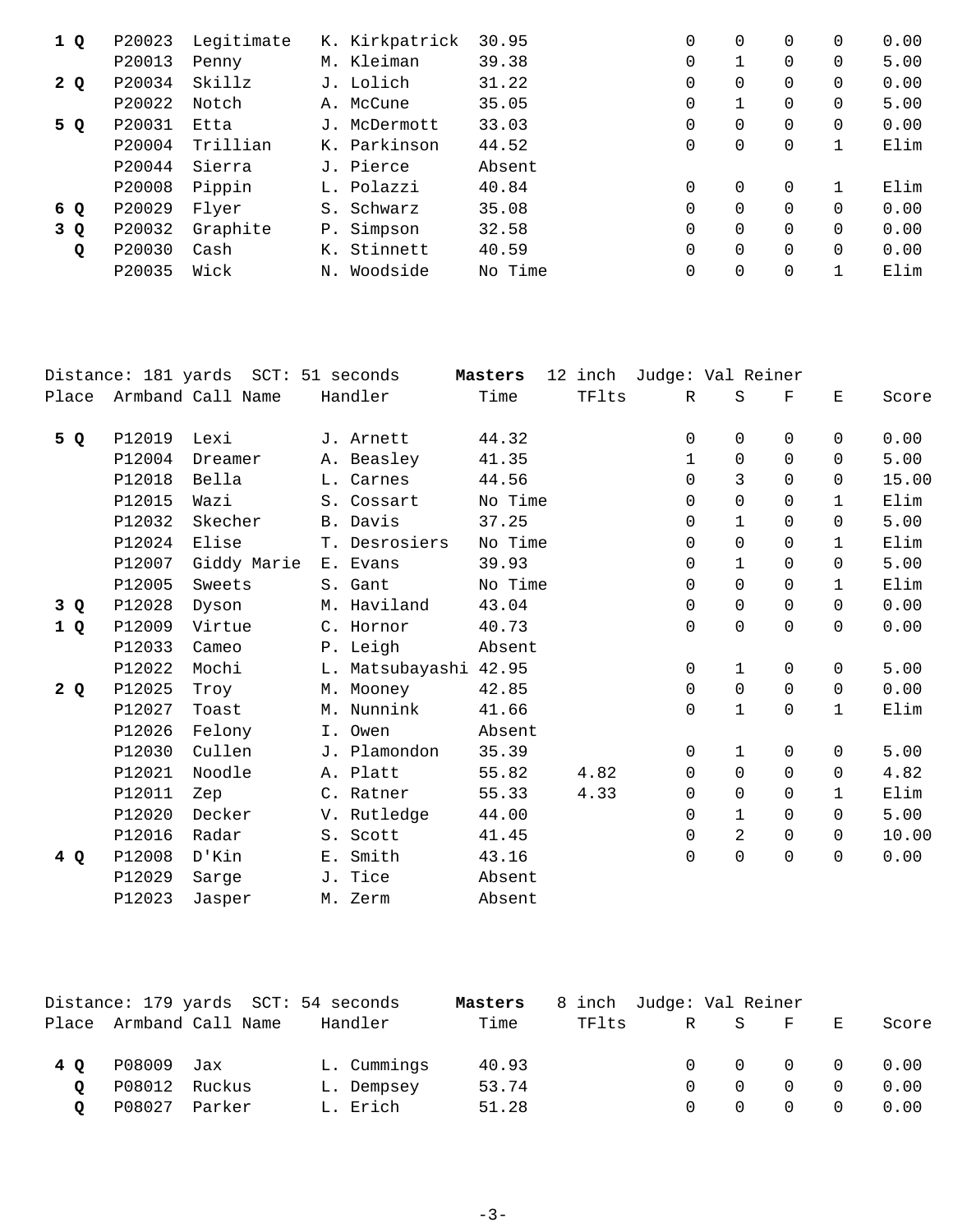| Place | Armband | Call Name | Handler | Time | TFlts | R | S | F | E | Score |
|---|---|---|---|---|---|---|---|---|---|---|
| **1 Q** | P20023 | Legitimate | K. Kirkpatrick | 30.95 | | 0 | 0 | 0 | 0 | 0.00 |
| | P20013 | Penny | M. Kleiman | 39.38 | | 0 | 1 | 0 | 0 | 5.00 |
| **2 Q** | P20034 | Skillz | J. Lolich | 31.22 | | 0 | 0 | 0 | 0 | 0.00 |
| | P20022 | Notch | A. McCune | 35.05 | | 0 | 1 | 0 | 0 | 5.00 |
| **5 Q** | P20031 | Etta | J. McDermott | 33.03 | | 0 | 0 | 0 | 0 | 0.00 |
| | P20004 | Trillian | K. Parkinson | 44.52 | | 0 | 0 | 0 | 1 | Elim |
| | P20044 | Sierra | J. Pierce | Absent | | | | | | |
| | P20008 | Pippin | L. Polazzi | 40.84 | | 0 | 0 | 0 | 1 | Elim |
| **6 Q** | P20029 | Flyer | S. Schwarz | 35.08 | | 0 | 0 | 0 | 0 | 0.00 |
| **3 Q** | P20032 | Graphite | P. Simpson | 32.58 | | 0 | 0 | 0 | 0 | 0.00 |
| **Q** | P20030 | Cash | K. Stinnett | 40.59 | | 0 | 0 | 0 | 0 | 0.00 |
| | P20035 | Wick | N. Woodside | No Time | | 0 | 0 | 0 | 1 | Elim |

Distance: 181 yards SCT: 51 seconds **Masters** 12 inch Judge: Val Reiner

| Place | Armband | Call Name | Handler | Time | TFlts | R | S | F | E | Score |
|---|---|---|---|---|---|---|---|---|---|---|
| **5 Q** | P12019 | Lexi | J. Arnett | 44.32 | | 0 | 0 | 0 | 0 | 0.00 |
| | P12004 | Dreamer | A. Beasley | 41.35 | | 1 | 0 | 0 | 0 | 5.00 |
| | P12018 | Bella | L. Carnes | 44.56 | | 0 | 3 | 0 | 0 | 15.00 |
| | P12015 | Wazi | S. Cossart | No Time | | 0 | 0 | 0 | 1 | Elim |
| | P12032 | Skecher | B. Davis | 37.25 | | 0 | 1 | 0 | 0 | 5.00 |
| | P12024 | Elise | T. Desrosiers | No Time | | 0 | 0 | 0 | 1 | Elim |
| | P12007 | Giddy Marie | E. Evans | 39.93 | | 0 | 1 | 0 | 0 | 5.00 |
| | P12005 | Sweets | S. Gant | No Time | | 0 | 0 | 0 | 1 | Elim |
| **3 Q** | P12028 | Dyson | M. Haviland | 43.04 | | 0 | 0 | 0 | 0 | 0.00 |
| **1 Q** | P12009 | Virtue | C. Hornor | 40.73 | | 0 | 0 | 0 | 0 | 0.00 |
| | P12033 | Cameo | P. Leigh | Absent | | | | | | |
| | P12022 | Mochi | L. Matsubayashi | 42.95 | | 0 | 1 | 0 | 0 | 5.00 |
| **2 Q** | P12025 | Troy | M. Mooney | 42.85 | | 0 | 0 | 0 | 0 | 0.00 |
| | P12027 | Toast | M. Nunnink | 41.66 | | 0 | 1 | 0 | 1 | Elim |
| | P12026 | Felony | I. Owen | Absent | | | | | | |
| | P12030 | Cullen | J. Plamondon | 35.39 | | 0 | 1 | 0 | 0 | 5.00 |
| | P12021 | Noodle | A. Platt | 55.82 | 4.82 | 0 | 0 | 0 | 0 | 4.82 |
| | P12011 | Zep | C. Ratner | 55.33 | 4.33 | 0 | 0 | 0 | 1 | Elim |
| | P12020 | Decker | V. Rutledge | 44.00 | | 0 | 1 | 0 | 0 | 5.00 |
| | P12016 | Radar | S. Scott | 41.45 | | 0 | 2 | 0 | 0 | 10.00 |
| **4 Q** | P12008 | D'Kin | E. Smith | 43.16 | | 0 | 0 | 0 | 0 | 0.00 |
| | P12029 | Sarge | J. Tice | Absent | | | | | | |
| | P12023 | Jasper | M. Zerm | Absent | | | | | | |

Distance: 179 yards SCT: 54 seconds **Masters** 8 inch Judge: Val Reiner

| Place | Armband | Call Name | Handler | Time | TFlts | R | S | F | E | Score |
|---|---|---|---|---|---|---|---|---|---|---|
| **4 Q** | P08009 | Jax | L. Cummings | 40.93 | | 0 | 0 | 0 | 0 | 0.00 |
| **Q** | P08012 | Ruckus | L. Dempsey | 53.74 | | 0 | 0 | 0 | 0 | 0.00 |
| **Q** | P08027 | Parker | L. Erich | 51.28 | | 0 | 0 | 0 | 0 | 0.00 |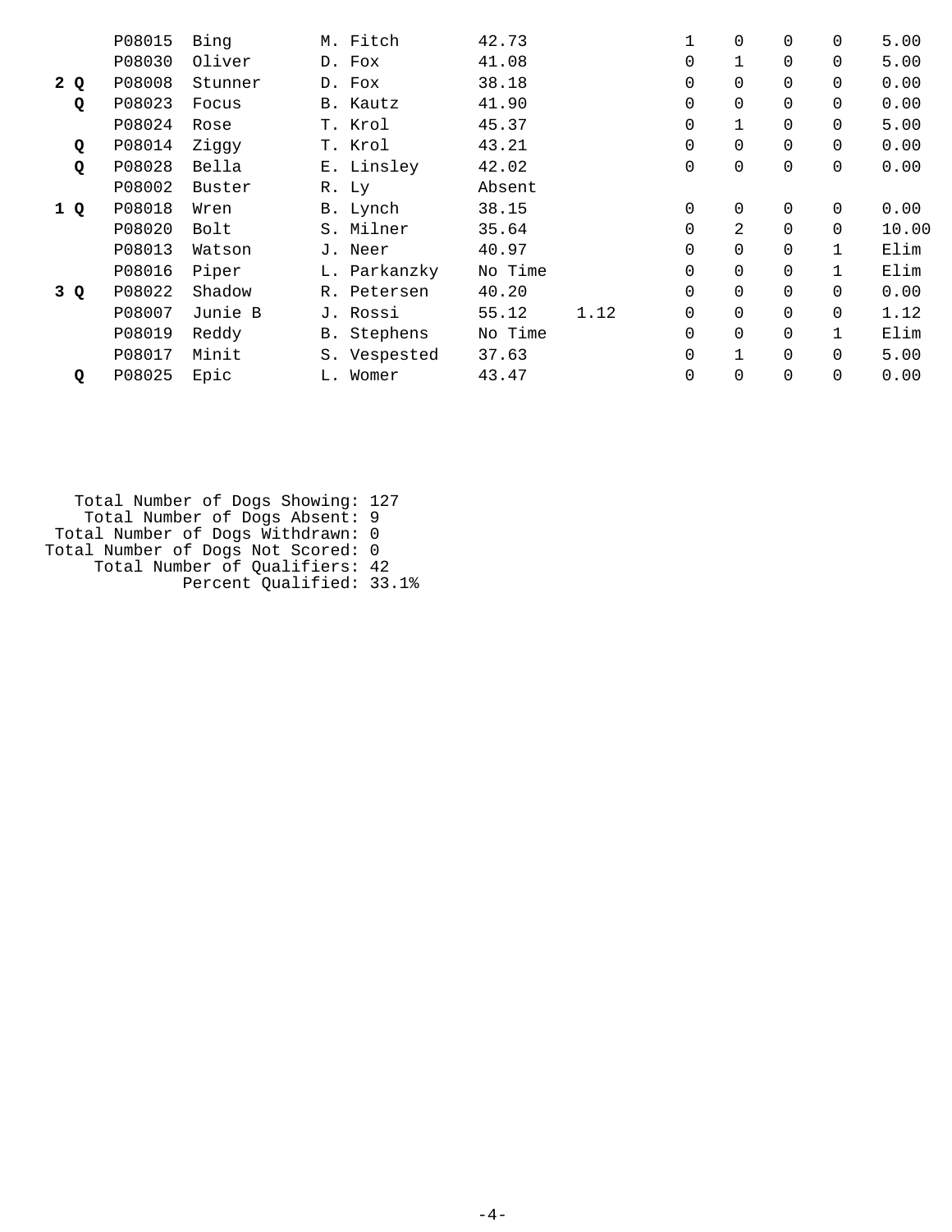| | | | | | | | | | | |
|---|---|---|---|---|---|---|---|---|---|---|
| | P08015 | Bing | M. Fitch | 42.73 | | 1 | 0 | 0 | 0 | 5.00 |
| | P08030 | Oliver | D. Fox | 41.08 | | 0 | 1 | 0 | 0 | 5.00 |
| **2 Q** | P08008 | Stunner | D. Fox | 38.18 | | 0 | 0 | 0 | 0 | 0.00 |
| **Q** | P08023 | Focus | B. Kautz | 41.90 | | 0 | 0 | 0 | 0 | 0.00 |
| | P08024 | Rose | T. Krol | 45.37 | | 0 | 1 | 0 | 0 | 5.00 |
| **Q** | P08014 | Ziggy | T. Krol | 43.21 | | 0 | 0 | 0 | 0 | 0.00 |
| **Q** | P08028 | Bella | E. Linsley | 42.02 | | 0 | 0 | 0 | 0 | 0.00 |
| | P08002 | Buster | R. Ly | Absent | | | | | | |
| **1 Q** | P08018 | Wren | B. Lynch | 38.15 | | 0 | 0 | 0 | 0 | 0.00 |
| | P08020 | Bolt | S. Milner | 35.64 | | 0 | 2 | 0 | 0 | 10.00 |
| | P08013 | Watson | J. Neer | 40.97 | | 0 | 0 | 0 | 1 | Elim |
| | P08016 | Piper | L. Parkanzky | No Time | | 0 | 0 | 0 | 1 | Elim |
| **3 Q** | P08022 | Shadow | R. Petersen | 40.20 | | 0 | 0 | 0 | 0 | 0.00 |
| | P08007 | Junie B | J. Rossi | 55.12 | 1.12 | 0 | 0 | 0 | 0 | 1.12 |
| | P08019 | Reddy | B. Stephens | No Time | | 0 | 0 | 0 | 1 | Elim |
| | P08017 | Minit | S. Vespested | 37.63 | | 0 | 1 | 0 | 0 | 5.00 |
| **Q** | P08025 | Epic | L. Womer | 43.47 | | 0 | 0 | 0 | 0 | 0.00 |

Total Number of Dogs Showing: 127
Total Number of Dogs Absent: 9
Total Number of Dogs Withdrawn: 0
Total Number of Dogs Not Scored: 0
Total Number of Qualifiers: 42
Percent Qualified: 33.1%